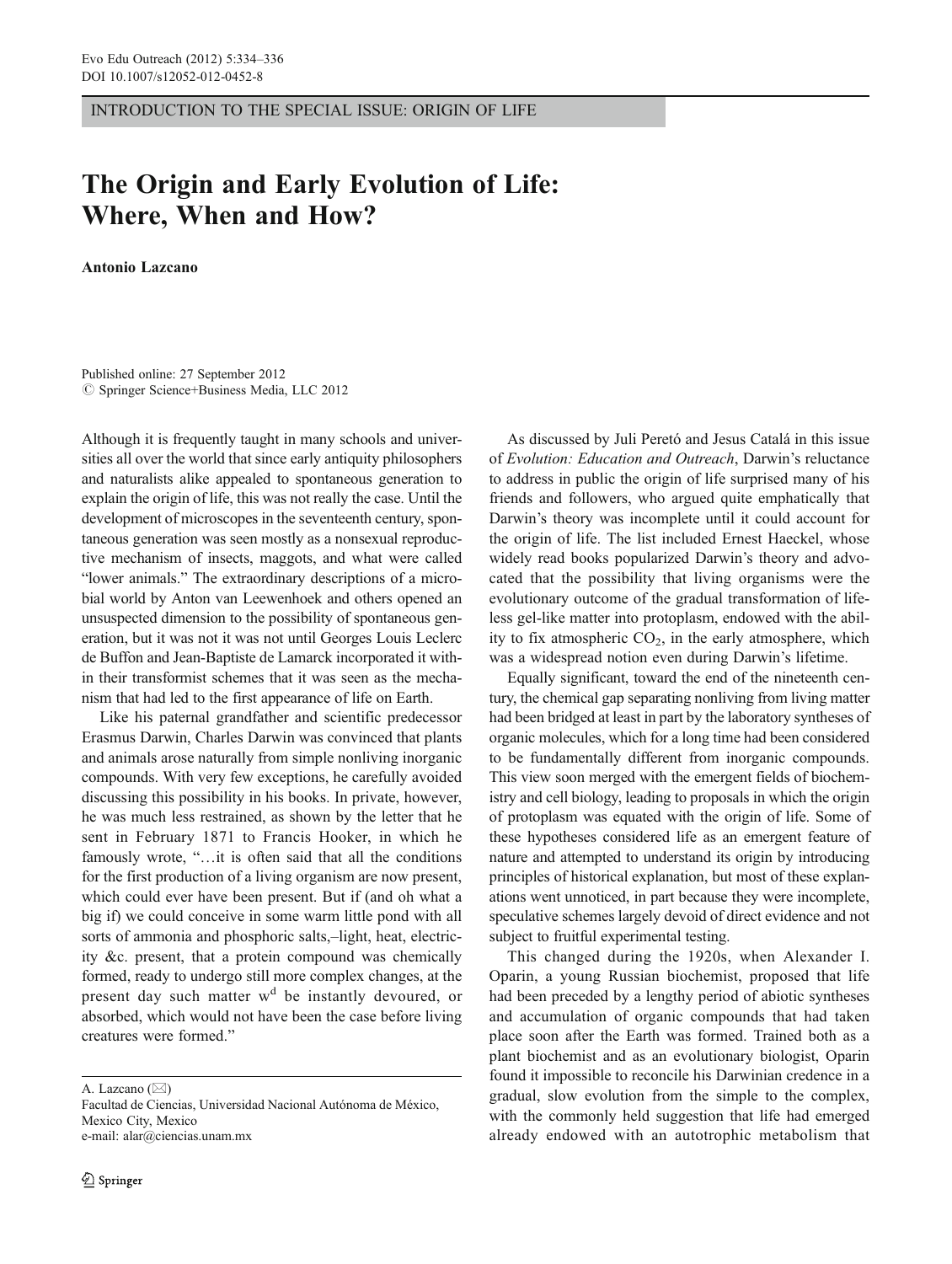INTRODUCTION TO THE SPECIAL ISSUE: ORIGIN OF LIFE

# The Origin and Early Evolution of Life: Where, When and How?

**Antonio Lazcano**

Published online: 27 September 2012
© Springer Science+Business Media, LLC 2012

Although it is frequently taught in many schools and universities all over the world that since early antiquity philosophers and naturalists alike appealed to spontaneous generation to explain the origin of life, this was not really the case. Until the development of microscopes in the seventeenth century, spontaneous generation was seen mostly as a nonsexual reproductive mechanism of insects, maggots, and what were called "lower animals." The extraordinary descriptions of a microbial world by Anton van Leewenhoek and others opened an unsuspected dimension to the possibility of spontaneous generation, but it was not it was not until Georges Louis Leclerc de Buffon and Jean-Baptiste de Lamarck incorporated it within their transformist schemes that it was seen as the mechanism that had led to the first appearance of life on Earth.

Like his paternal grandfather and scientific predecessor Erasmus Darwin, Charles Darwin was convinced that plants and animals arose naturally from simple nonliving inorganic compounds. With very few exceptions, he carefully avoided discussing this possibility in his books. In private, however, he was much less restrained, as shown by the letter that he sent in February 1871 to Francis Hooker, in which he famously wrote, "…it is often said that all the conditions for the first production of a living organism are now present, which could ever have been present. But if (and oh what a big if) we could conceive in some warm little pond with all sorts of ammonia and phosphoric salts,–light, heat, electricity &c. present, that a protein compound was chemically formed, ready to undergo still more complex changes, at the present day such matter w[d] be instantly devoured, or absorbed, which would not have been the case before living creatures were formed."

A. Lazcano (✉)
Facultad de Ciencias, Universidad Nacional Autónoma de México, Mexico City, Mexico
e-mail: alar@ciencias.unam.mx

As discussed by Juli Peretó and Jesus Catalá in this issue of *Evolution: Education and Outreach*, Darwin's reluctance to address in public the origin of life surprised many of his friends and followers, who argued quite emphatically that Darwin's theory was incomplete until it could account for the origin of life. The list included Ernest Haeckel, whose widely read books popularized Darwin's theory and advocated that the possibility that living organisms were the evolutionary outcome of the gradual transformation of lifeless gel-like matter into protoplasm, endowed with the ability to fix atmospheric $CO_2$, in the early atmosphere, which was a widespread notion even during Darwin's lifetime.

Equally significant, toward the end of the nineteenth century, the chemical gap separating nonliving from living matter had been bridged at least in part by the laboratory syntheses of organic molecules, which for a long time had been considered to be fundamentally different from inorganic compounds. This view soon merged with the emergent fields of biochemistry and cell biology, leading to proposals in which the origin of protoplasm was equated with the origin of life. Some of these hypotheses considered life as an emergent feature of nature and attempted to understand its origin by introducing principles of historical explanation, but most of these explanations went unnoticed, in part because they were incomplete, speculative schemes largely devoid of direct evidence and not subject to fruitful experimental testing.

This changed during the 1920s, when Alexander I. Oparin, a young Russian biochemist, proposed that life had been preceded by a lengthy period of abiotic syntheses and accumulation of organic compounds that had taken place soon after the Earth was formed. Trained both as a plant biochemist and as an evolutionary biologist, Oparin found it impossible to reconcile his Darwinian credence in a gradual, slow evolution from the simple to the complex, with the commonly held suggestion that life had emerged already endowed with an autotrophic metabolism that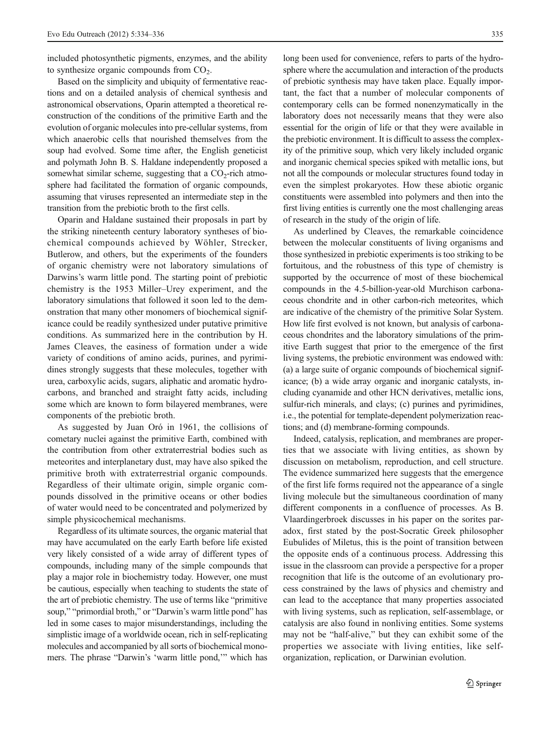included photosynthetic pigments, enzymes, and the ability to synthesize organic compounds from $CO_2$.

Based on the simplicity and ubiquity of fermentative reactions and on a detailed analysis of chemical synthesis and astronomical observations, Oparin attempted a theoretical reconstruction of the conditions of the primitive Earth and the evolution of organic molecules into pre-cellular systems, from which anaerobic cells that nourished themselves from the soup had evolved. Some time after, the English geneticist and polymath John B. S. Haldane independently proposed a somewhat similar scheme, suggesting that a $CO_2$-rich atmosphere had facilitated the formation of organic compounds, assuming that viruses represented an intermediate step in the transition from the prebiotic broth to the first cells.

Oparin and Haldane sustained their proposals in part by the striking nineteenth century laboratory syntheses of biochemical compounds achieved by Wöhler, Strecker, Butlerow, and others, but the experiments of the founders of organic chemistry were not laboratory simulations of Darwins's warm little pond. The starting point of prebiotic chemistry is the 1953 Miller–Urey experiment, and the laboratory simulations that followed it soon led to the demonstration that many other monomers of biochemical significance could be readily synthesized under putative primitive conditions. As summarized here in the contribution by H. James Cleaves, the easiness of formation under a wide variety of conditions of amino acids, purines, and pyrimidines strongly suggests that these molecules, together with urea, carboxylic acids, sugars, aliphatic and aromatic hydrocarbons, and branched and straight fatty acids, including some which are known to form bilayered membranes, were components of the prebiotic broth.

As suggested by Juan Oró in 1961, the collisions of cometary nuclei against the primitive Earth, combined with the contribution from other extraterrestrial bodies such as meteorites and interplanetary dust, may have also spiked the primitive broth with extraterrestrial organic compounds. Regardless of their ultimate origin, simple organic compounds dissolved in the primitive oceans or other bodies of water would need to be concentrated and polymerized by simple physicochemical mechanisms.

Regardless of its ultimate sources, the organic material that may have accumulated on the early Earth before life existed very likely consisted of a wide array of different types of compounds, including many of the simple compounds that play a major role in biochemistry today. However, one must be cautious, especially when teaching to students the state of the art of prebiotic chemistry. The use of terms like "primitive soup," "primordial broth," or "Darwin's warm little pond" has led in some cases to major misunderstandings, including the simplistic image of a worldwide ocean, rich in self-replicating molecules and accompanied by all sorts of biochemical monomers. The phrase "Darwin's 'warm little pond,'" which has long been used for convenience, refers to parts of the hydrosphere where the accumulation and interaction of the products of prebiotic synthesis may have taken place. Equally important, the fact that a number of molecular components of contemporary cells can be formed nonenzymatically in the laboratory does not necessarily means that they were also essential for the origin of life or that they were available in the prebiotic environment. It is difficult to assess the complexity of the primitive soup, which very likely included organic and inorganic chemical species spiked with metallic ions, but not all the compounds or molecular structures found today in even the simplest prokaryotes. How these abiotic organic constituents were assembled into polymers and then into the first living entities is currently one the most challenging areas of research in the study of the origin of life.

As underlined by Cleaves, the remarkable coincidence between the molecular constituents of living organisms and those synthesized in prebiotic experiments is too striking to be fortuitous, and the robustness of this type of chemistry is supported by the occurrence of most of these biochemical compounds in the 4.5-billion-year-old Murchison carbonaceous chondrite and in other carbon-rich meteorites, which are indicative of the chemistry of the primitive Solar System. How life first evolved is not known, but analysis of carbonaceous chondrites and the laboratory simulations of the primitive Earth suggest that prior to the emergence of the first living systems, the prebiotic environment was endowed with: (a) a large suite of organic compounds of biochemical significance; (b) a wide array organic and inorganic catalysts, including cyanamide and other HCN derivatives, metallic ions, sulfur-rich minerals, and clays; (c) purines and pyrimidines, i.e., the potential for template-dependent polymerization reactions; and (d) membrane-forming compounds.

Indeed, catalysis, replication, and membranes are properties that we associate with living entities, as shown by discussion on metabolism, reproduction, and cell structure. The evidence summarized here suggests that the emergence of the first life forms required not the appearance of a single living molecule but the simultaneous coordination of many different components in a confluence of processes. As B. Vlaardingerbroek discusses in his paper on the sorites paradox, first stated by the post-Socratic Greek philosopher Eubulides of Miletus, this is the point of transition between the opposite ends of a continuous process. Addressing this issue in the classroom can provide a perspective for a proper recognition that life is the outcome of an evolutionary process constrained by the laws of physics and chemistry and can lead to the acceptance that many properties associated with living systems, such as replication, self-assemblage, or catalysis are also found in nonliving entities. Some systems may not be "half-alive," but they can exhibit some of the properties we associate with living entities, like self-organization, replication, or Darwinian evolution.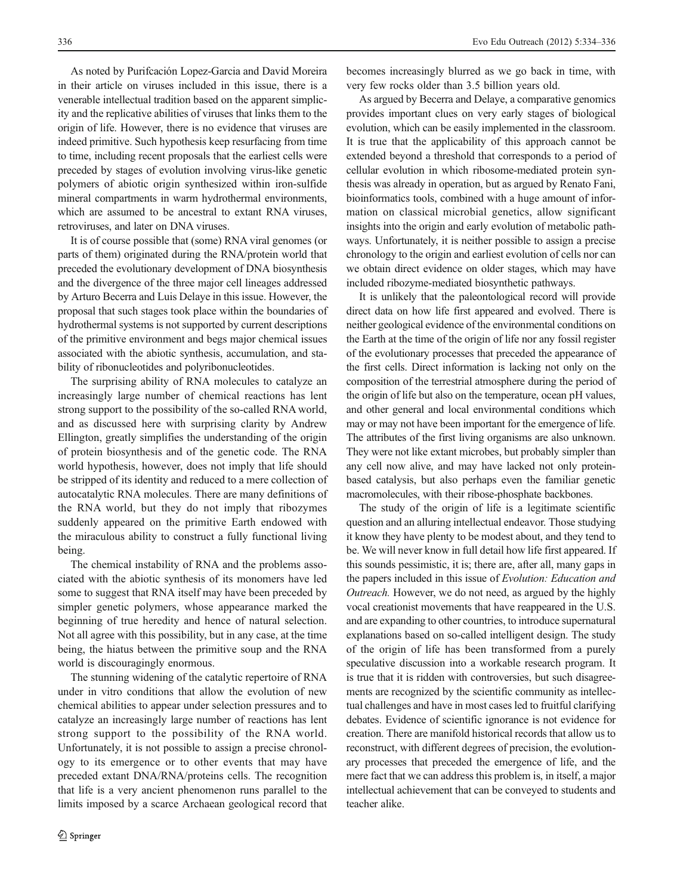As noted by Purifcación Lopez-Garcia and David Moreira in their article on viruses included in this issue, there is a venerable intellectual tradition based on the apparent simplicity and the replicative abilities of viruses that links them to the origin of life. However, there is no evidence that viruses are indeed primitive. Such hypothesis keep resurfacing from time to time, including recent proposals that the earliest cells were preceded by stages of evolution involving virus-like genetic polymers of abiotic origin synthesized within iron-sulfide mineral compartments in warm hydrothermal environments, which are assumed to be ancestral to extant RNA viruses, retroviruses, and later on DNA viruses.

It is of course possible that (some) RNA viral genomes (or parts of them) originated during the RNA/protein world that preceded the evolutionary development of DNA biosynthesis and the divergence of the three major cell lineages addressed by Arturo Becerra and Luis Delaye in this issue. However, the proposal that such stages took place within the boundaries of hydrothermal systems is not supported by current descriptions of the primitive environment and begs major chemical issues associated with the abiotic synthesis, accumulation, and stability of ribonucleotides and polyribonucleotides.

The surprising ability of RNA molecules to catalyze an increasingly large number of chemical reactions has lent strong support to the possibility of the so-called RNA world, and as discussed here with surprising clarity by Andrew Ellington, greatly simplifies the understanding of the origin of protein biosynthesis and of the genetic code. The RNA world hypothesis, however, does not imply that life should be stripped of its identity and reduced to a mere collection of autocatalytic RNA molecules. There are many definitions of the RNA world, but they do not imply that ribozymes suddenly appeared on the primitive Earth endowed with the miraculous ability to construct a fully functional living being.

The chemical instability of RNA and the problems associated with the abiotic synthesis of its monomers have led some to suggest that RNA itself may have been preceded by simpler genetic polymers, whose appearance marked the beginning of true heredity and hence of natural selection. Not all agree with this possibility, but in any case, at the time being, the hiatus between the primitive soup and the RNA world is discouragingly enormous.

The stunning widening of the catalytic repertoire of RNA under in vitro conditions that allow the evolution of new chemical abilities to appear under selection pressures and to catalyze an increasingly large number of reactions has lent strong support to the possibility of the RNA world. Unfortunately, it is not possible to assign a precise chronology to its emergence or to other events that may have preceded extant DNA/RNA/proteins cells. The recognition that life is a very ancient phenomenon runs parallel to the limits imposed by a scarce Archaean geological record that becomes increasingly blurred as we go back in time, with very few rocks older than 3.5 billion years old.

As argued by Becerra and Delaye, a comparative genomics provides important clues on very early stages of biological evolution, which can be easily implemented in the classroom. It is true that the applicability of this approach cannot be extended beyond a threshold that corresponds to a period of cellular evolution in which ribosome-mediated protein synthesis was already in operation, but as argued by Renato Fani, bioinformatics tools, combined with a huge amount of information on classical microbial genetics, allow significant insights into the origin and early evolution of metabolic pathways. Unfortunately, it is neither possible to assign a precise chronology to the origin and earliest evolution of cells nor can we obtain direct evidence on older stages, which may have included ribozyme-mediated biosynthetic pathways.

It is unlikely that the paleontological record will provide direct data on how life first appeared and evolved. There is neither geological evidence of the environmental conditions on the Earth at the time of the origin of life nor any fossil register of the evolutionary processes that preceded the appearance of the first cells. Direct information is lacking not only on the composition of the terrestrial atmosphere during the period of the origin of life but also on the temperature, ocean pH values, and other general and local environmental conditions which may or may not have been important for the emergence of life. The attributes of the first living organisms are also unknown. They were not like extant microbes, but probably simpler than any cell now alive, and may have lacked not only protein-based catalysis, but also perhaps even the familiar genetic macromolecules, with their ribose-phosphate backbones.

The study of the origin of life is a legitimate scientific question and an alluring intellectual endeavor. Those studying it know they have plenty to be modest about, and they tend to be. We will never know in full detail how life first appeared. If this sounds pessimistic, it is; there are, after all, many gaps in the papers included in this issue of *Evolution: Education and Outreach.* However, we do not need, as argued by the highly vocal creationist movements that have reappeared in the U.S. and are expanding to other countries, to introduce supernatural explanations based on so-called intelligent design. The study of the origin of life has been transformed from a purely speculative discussion into a workable research program. It is true that it is ridden with controversies, but such disagreements are recognized by the scientific community as intellectual challenges and have in most cases led to fruitful clarifying debates. Evidence of scientific ignorance is not evidence for creation. There are manifold historical records that allow us to reconstruct, with different degrees of precision, the evolutionary processes that preceded the emergence of life, and the mere fact that we can address this problem is, in itself, a major intellectual achievement that can be conveyed to students and teacher alike.